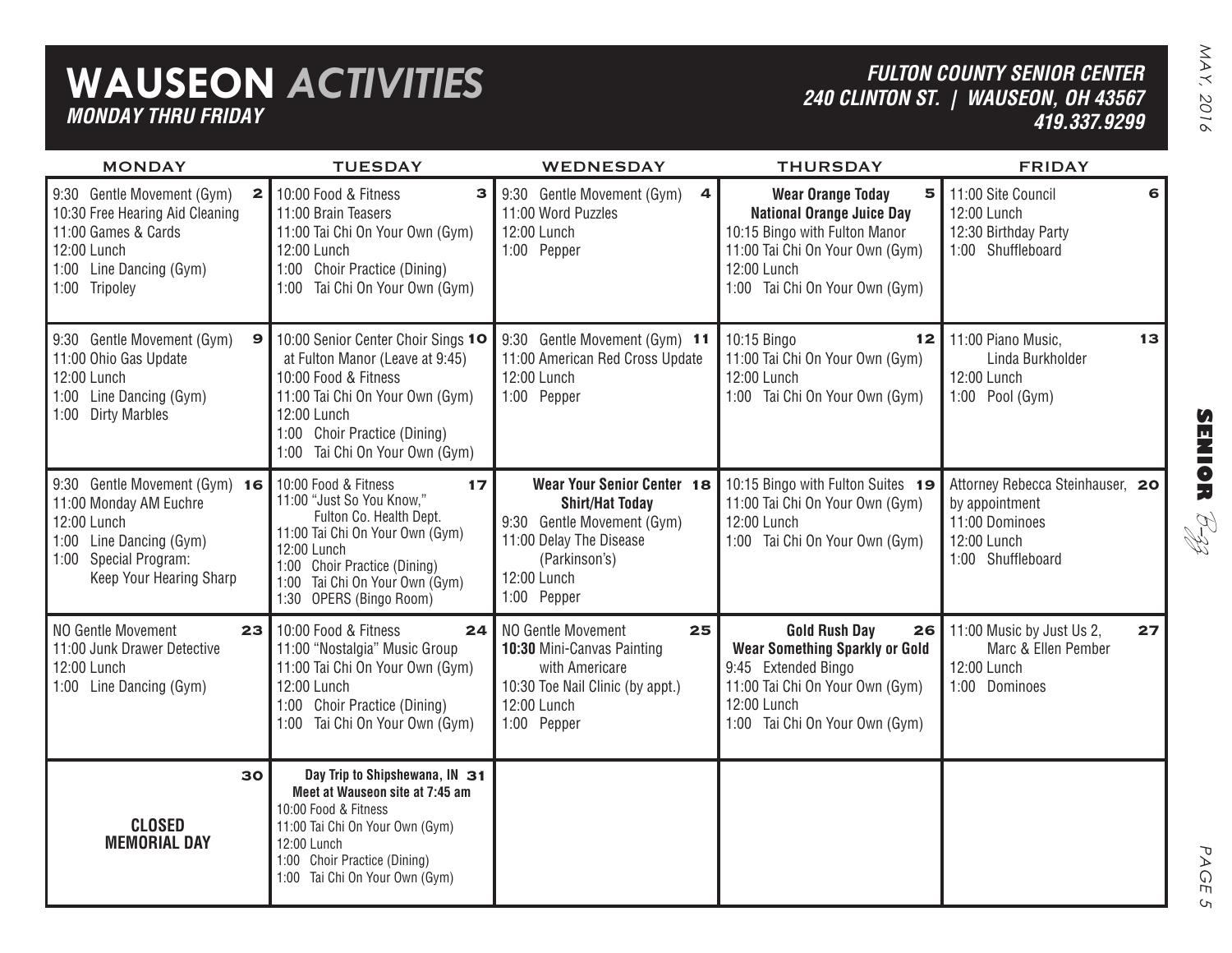# WAUSEON *ACTIVITIES*

***MONDAY THRU FRIDAY***

***FULTON COUNTY SENIOR CENTER***
***240 CLINTON ST. | WAUSEON, OH 43567***
***419.337.9299***

| MONDAY | TUESDAY | WEDNESDAY | THURSDAY | FRIDAY |
|---|---|---|---|---|
| **2**<br>9:30 Gentle Movement (Gym)<br>10:30 Free Hearing Aid Cleaning<br>11:00 Games & Cards<br>12:00 Lunch<br>1:00 Line Dancing (Gym)<br>1:00 Tripoley | **3**<br>10:00 Food & Fitness<br>11:00 Brain Teasers<br>11:00 Tai Chi On Your Own (Gym)<br>12:00 Lunch<br>1:00 Choir Practice (Dining)<br>1:00 Tai Chi On Your Own (Gym) | **4**<br>9:30 Gentle Movement (Gym)<br>11:00 Word Puzzles<br>12:00 Lunch<br>1:00 Pepper | **5**<br>**Wear Orange Today**<br>**National Orange Juice Day**<br>10:15 Bingo with Fulton Manor<br>11:00 Tai Chi On Your Own (Gym)<br>12:00 Lunch<br>1:00 Tai Chi On Your Own (Gym) | **6**<br>11:00 Site Council<br>12:00 Lunch<br>12:30 Birthday Party<br>1:00 Shuffleboard |
| **9**<br>9:30 Gentle Movement (Gym)<br>11:00 Ohio Gas Update<br>12:00 Lunch<br>1:00 Line Dancing (Gym)<br>1:00 Dirty Marbles | **10**<br>10:00 Senior Center Choir Sings at Fulton Manor (Leave at 9:45)<br>10:00 Food & Fitness<br>11:00 Tai Chi On Your Own (Gym)<br>12:00 Lunch<br>1:00 Choir Practice (Dining)<br>1:00 Tai Chi On Your Own (Gym) | **11**<br>9:30 Gentle Movement (Gym)<br>11:00 American Red Cross Update<br>12:00 Lunch<br>1:00 Pepper | **12**<br>10:15 Bingo<br>11:00 Tai Chi On Your Own (Gym)<br>12:00 Lunch<br>1:00 Tai Chi On Your Own (Gym) | **13**<br>11:00 Piano Music, Linda Burkholder<br>12:00 Lunch<br>1:00 Pool (Gym) |
| **16**<br>9:30 Gentle Movement (Gym)<br>11:00 Monday AM Euchre<br>12:00 Lunch<br>1:00 Line Dancing (Gym)<br>1:00 Special Program: Keep Your Hearing Sharp | **17**<br>10:00 Food & Fitness<br>11:00 "Just So You Know," Fulton Co. Health Dept.<br>11:00 Tai Chi On Your Own (Gym)<br>12:00 Lunch<br>1:00 Choir Practice (Dining)<br>1:00 Tai Chi On Your Own (Gym)<br>1:30 OPERS (Bingo Room) | **18**<br>**Wear Your Senior Center Shirt/Hat Today**<br>9:30 Gentle Movement (Gym)<br>11:00 Delay The Disease (Parkinson's)<br>12:00 Lunch<br>1:00 Pepper | **19**<br>10:15 Bingo with Fulton Suites<br>11:00 Tai Chi On Your Own (Gym)<br>12:00 Lunch<br>1:00 Tai Chi On Your Own (Gym) | **20**<br>Attorney Rebecca Steinhauser, by appointment<br>11:00 Dominoes<br>12:00 Lunch<br>1:00 Shuffleboard |
| **23**<br>NO Gentle Movement<br>11:00 Junk Drawer Detective<br>12:00 Lunch<br>1:00 Line Dancing (Gym) | **24**<br>10:00 Food & Fitness<br>11:00 "Nostalgia" Music Group<br>11:00 Tai Chi On Your Own (Gym)<br>12:00 Lunch<br>1:00 Choir Practice (Dining)<br>1:00 Tai Chi On Your Own (Gym) | **25**<br>NO Gentle Movement<br>**10:30** Mini-Canvas Painting with Americare<br>10:30 Toe Nail Clinic (by appt.)<br>12:00 Lunch<br>1:00 Pepper | **26**<br>**Gold Rush Day**<br>**Wear Something Sparkly or Gold**<br>9:45 Extended Bingo<br>11:00 Tai Chi On Your Own (Gym)<br>12:00 Lunch<br>1:00 Tai Chi On Your Own (Gym) | **27**<br>11:00 Music by Just Us 2, Marc & Ellen Pember<br>12:00 Lunch<br>1:00 Dominoes |
| **30**<br>**CLOSED**<br>**MEMORIAL DAY** | **31**<br>**Day Trip to Shipshewana, IN**<br>**Meet at Wauseon site at 7:45 am**<br>10:00 Food & Fitness<br>11:00 Tai Chi On Your Own (Gym)<br>12:00 Lunch<br>1:00 Choir Practice (Dining)<br>1:00 Tai Chi On Your Own (Gym) | | | |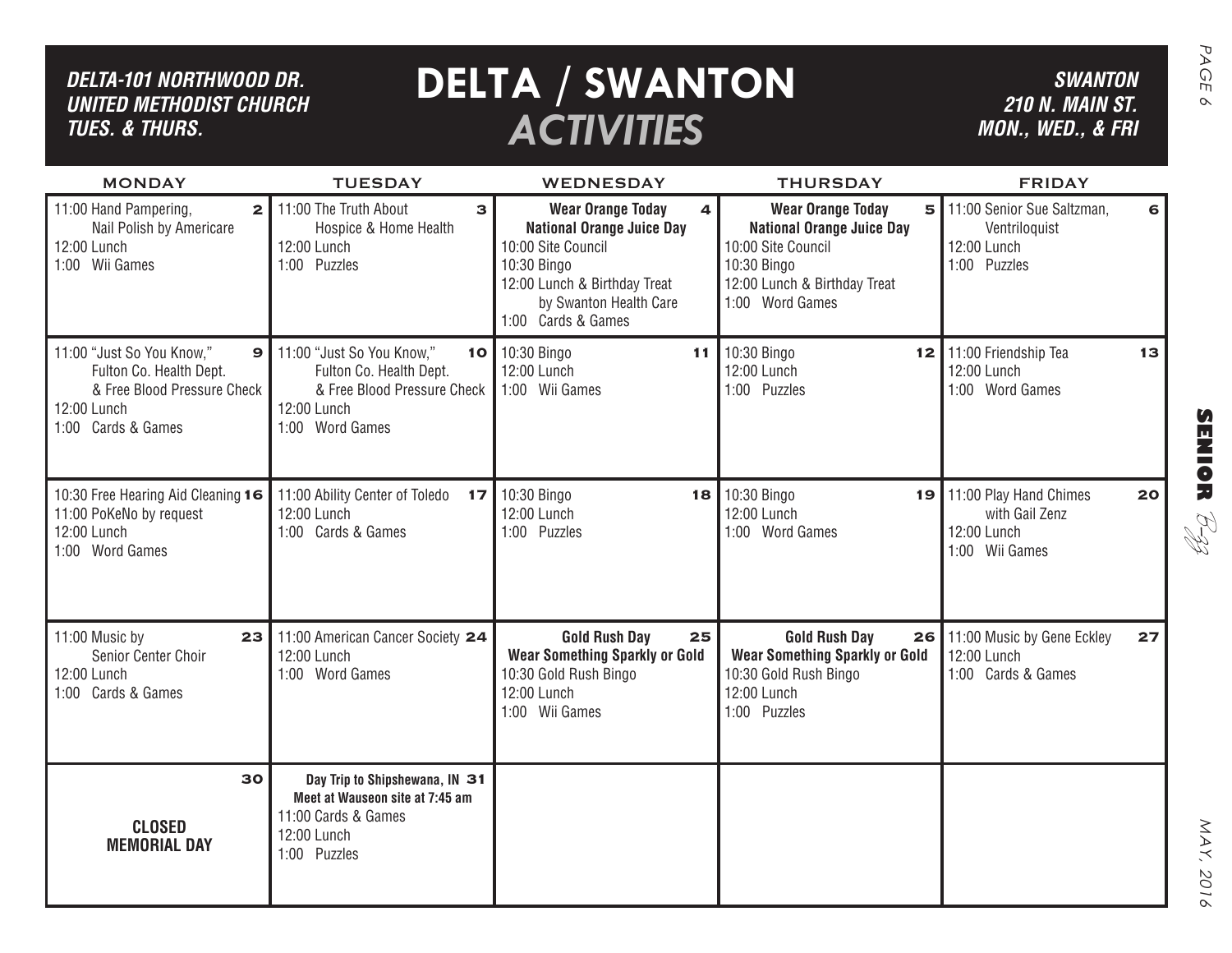*DELTA-101 NORTHWOOD DR.*
*UNITED METHODIST CHURCH*
*TUES. & THURS.*

# DELTA / SWANTON *ACTIVITIES*

*SWANTON*
*210 N. MAIN ST.*
*MON., WED., & FRI*

| MONDAY | TUESDAY | WEDNESDAY | THURSDAY | FRIDAY |
|---|---|---|---|---|
| **2** 11:00 Hand Pampering, Nail Polish by Americare<br>12:00 Lunch<br>1:00 Wii Games | **3** 11:00 The Truth About Hospice & Home Health<br>12:00 Lunch<br>1:00 Puzzles | **4** **Wear Orange Today**<br>**National Orange Juice Day**<br>10:00 Site Council<br>10:30 Bingo<br>12:00 Lunch & Birthday Treat by Swanton Health Care<br>1:00 Cards & Games | **5** **Wear Orange Today**<br>**National Orange Juice Day**<br>10:00 Site Council<br>10:30 Bingo<br>12:00 Lunch & Birthday Treat<br>1:00 Word Games | **6** 11:00 Senior Sue Saltzman, Ventriloquist<br>12:00 Lunch<br>1:00 Puzzles |
| **9** 11:00 "Just So You Know," Fulton Co. Health Dept. & Free Blood Pressure Check<br>12:00 Lunch<br>1:00 Cards & Games | **10** 11:00 "Just So You Know," Fulton Co. Health Dept. & Free Blood Pressure Check<br>12:00 Lunch<br>1:00 Word Games | **11** 10:30 Bingo<br>12:00 Lunch<br>1:00 Wii Games | **12** 10:30 Bingo<br>12:00 Lunch<br>1:00 Puzzles | **13** 11:00 Friendship Tea<br>12:00 Lunch<br>1:00 Word Games |
| **16** 10:30 Free Hearing Aid Cleaning<br>11:00 PoKeNo by request<br>12:00 Lunch<br>1:00 Word Games | **17** 11:00 Ability Center of Toledo<br>12:00 Lunch<br>1:00 Cards & Games | **18** 10:30 Bingo<br>12:00 Lunch<br>1:00 Puzzles | **19** 10:30 Bingo<br>12:00 Lunch<br>1:00 Word Games | **20** 11:00 Play Hand Chimes with Gail Zenz<br>12:00 Lunch<br>1:00 Wii Games |
| **23** 11:00 Music by Senior Center Choir<br>12:00 Lunch<br>1:00 Cards & Games | **24** 11:00 American Cancer Society<br>12:00 Lunch<br>1:00 Word Games | **25** **Gold Rush Day**<br>**Wear Something Sparkly or Gold**<br>10:30 Gold Rush Bingo<br>12:00 Lunch<br>1:00 Wii Games | **26** **Gold Rush Day**<br>**Wear Something Sparkly or Gold**<br>10:30 Gold Rush Bingo<br>12:00 Lunch<br>1:00 Puzzles | **27** 11:00 Music by Gene Eckley<br>12:00 Lunch<br>1:00 Cards & Games |
| **30** **CLOSED MEMORIAL DAY** | **31** **Day Trip to Shipshewana, IN**<br>**Meet at Wauseon site at 7:45 am**<br>11:00 Cards & Games<br>12:00 Lunch<br>1:00 Puzzles | | | |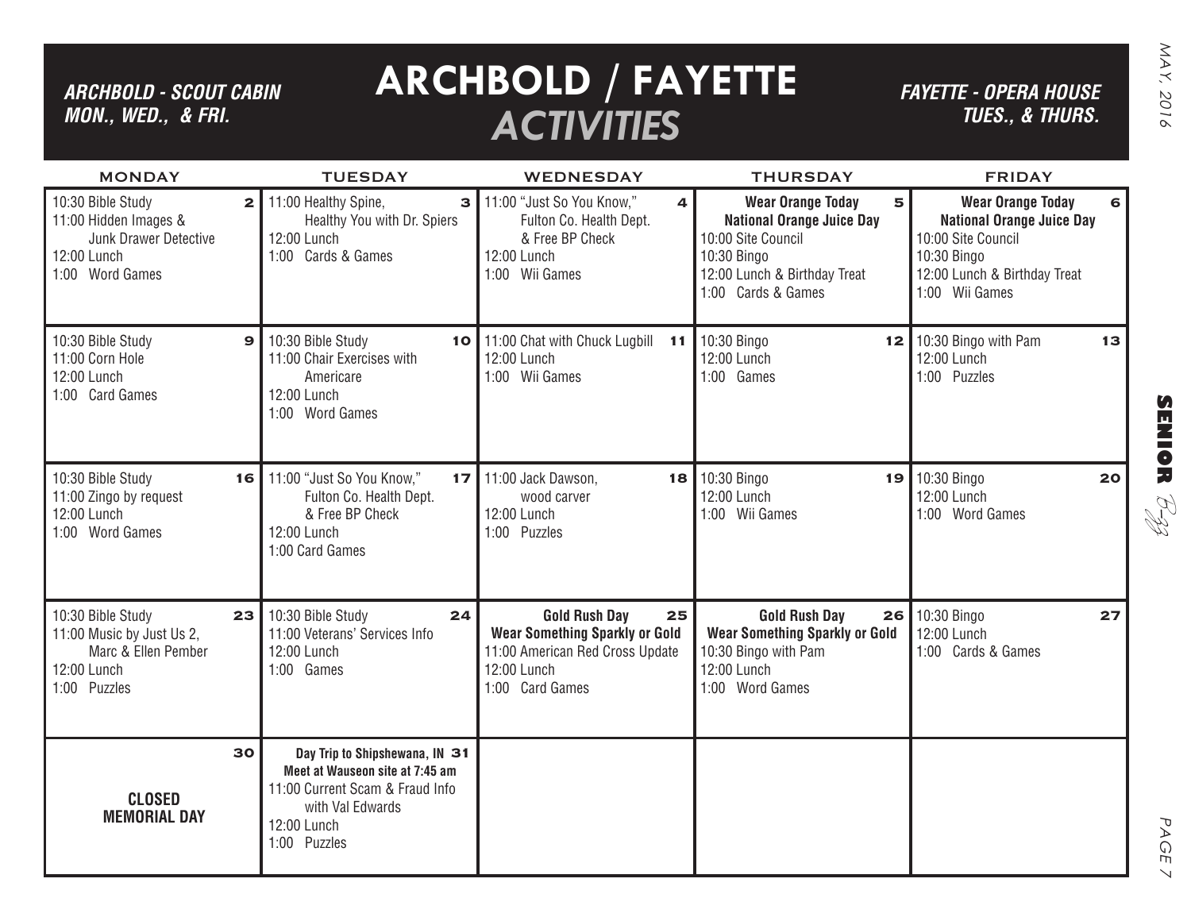*ARCHBOLD - SCOUT CABIN*
*MON., WED., & FRI.*

# ARCHBOLD / FAYETTE *ACTIVITIES*

*FAYETTE - OPERA HOUSE*
*TUES., & THURS.*

| MONDAY | TUESDAY | WEDNESDAY | THURSDAY | FRIDAY |
|---|---|---|---|---|
| **2** 10:30 Bible Study<br>11:00 Hidden Images & Junk Drawer Detective<br>12:00 Lunch<br>1:00 Word Games | **3** 11:00 Healthy Spine, Healthy You with Dr. Spiers<br>12:00 Lunch<br>1:00 Cards & Games | **4** 11:00 "Just So You Know," Fulton Co. Health Dept. & Free BP Check<br>12:00 Lunch<br>1:00 Wii Games | **5** **Wear Orange Today**<br>**National Orange Juice Day**<br>10:00 Site Council<br>10:30 Bingo<br>12:00 Lunch & Birthday Treat<br>1:00 Cards & Games | **6** **Wear Orange Today**<br>**National Orange Juice Day**<br>10:00 Site Council<br>10:30 Bingo<br>12:00 Lunch & Birthday Treat<br>1:00 Wii Games |
| **9** 10:30 Bible Study<br>11:00 Corn Hole<br>12:00 Lunch<br>1:00 Card Games | **10** 10:30 Bible Study<br>11:00 Chair Exercises with Americare<br>12:00 Lunch<br>1:00 Word Games | **11** 11:00 Chat with Chuck Lugbill<br>12:00 Lunch<br>1:00 Wii Games | **12** 10:30 Bingo<br>12:00 Lunch<br>1:00 Games | **13** 10:30 Bingo with Pam<br>12:00 Lunch<br>1:00 Puzzles |
| **16** 10:30 Bible Study<br>11:00 Zingo by request<br>12:00 Lunch<br>1:00 Word Games | **17** 11:00 "Just So You Know," Fulton Co. Health Dept. & Free BP Check<br>12:00 Lunch<br>1:00 Card Games | **18** 11:00 Jack Dawson, wood carver<br>12:00 Lunch<br>1:00 Puzzles | **19** 10:30 Bingo<br>12:00 Lunch<br>1:00 Wii Games | **20** 10:30 Bingo<br>12:00 Lunch<br>1:00 Word Games |
| **23** 10:30 Bible Study<br>11:00 Music by Just Us 2, Marc & Ellen Pember<br>12:00 Lunch<br>1:00 Puzzles | **24** 10:30 Bible Study<br>11:00 Veterans' Services Info<br>12:00 Lunch<br>1:00 Games | **25** **Gold Rush Day**<br>**Wear Something Sparkly or Gold**<br>11:00 American Red Cross Update<br>12:00 Lunch<br>1:00 Card Games | **26** **Gold Rush Day**<br>**Wear Something Sparkly or Gold**<br>10:30 Bingo with Pam<br>12:00 Lunch<br>1:00 Word Games | **27** 10:30 Bingo<br>12:00 Lunch<br>1:00 Cards & Games |
| **30** **CLOSED MEMORIAL DAY** | **31** **Day Trip to Shipshewana, IN**<br>**Meet at Wauseon site at 7:45 am**<br>11:00 Current Scam & Fraud Info with Val Edwards<br>12:00 Lunch<br>1:00 Puzzles | | | |